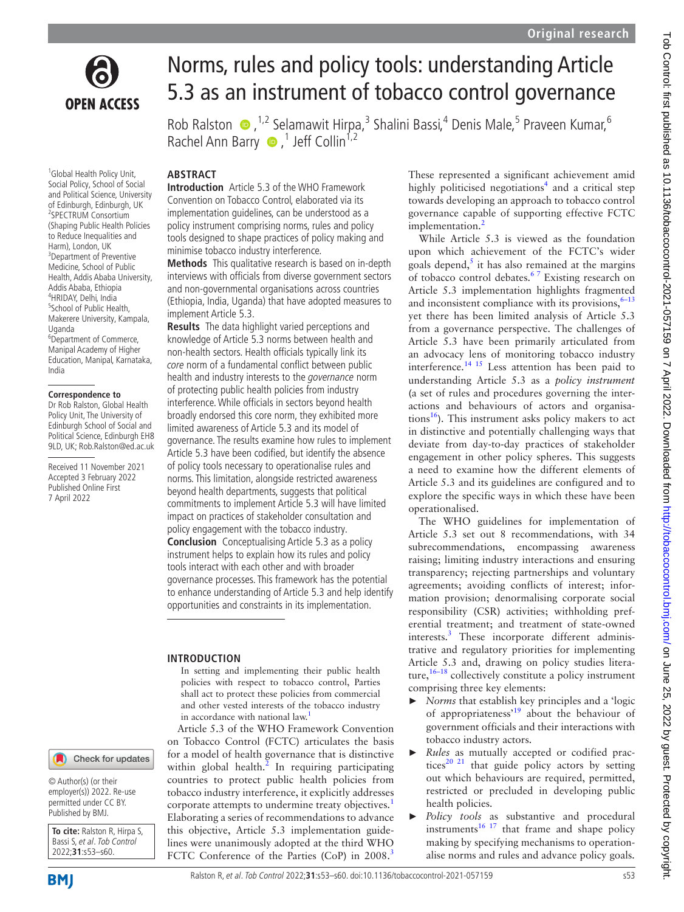# Norms, rules and policy tools: understanding Article 5.3 as an instrument of tobacco control governance

Rob Ralston [1,2], Selamawit Hirpa [3], Shalini Bassi [4], Denis Male [5], Praveen Kumar [6], Rachel Ann Barry [1], Jeff Collin [1,2]

[1] Global Health Policy Unit, Social Policy, School of Social and Political Science, University of Edinburgh, Edinburgh, UK
[2] SPECTRUM Consortium (Shaping Public Health Policies to Reduce Inequalities and Harm), London, UK
[3] Department of Preventive Medicine, School of Public Health, Addis Ababa University, Addis Ababa, Ethiopia
[4] HRIDAY, Delhi, India
[5] School of Public Health, Makerere University, Kampala, Uganda
[6] Department of Commerce, Manipal Academy of Higher Education, Manipal, Karnataka, India

**Correspondence to**
Dr Rob Ralston, Global Health Policy Unit, The University of Edinburgh School of Social and Political Science, Edinburgh EH8 9LD, UK; Rob.Ralston@ed.ac.uk

Received 11 November 2021
Accepted 3 February 2022
Published Online First 7 April 2022

© Author(s) (or their employer(s)) 2022. Re-use permitted under CC BY. Published by BMJ.

**To cite:** Ralston R, Hirpa S, Bassi S, et al. Tob Control 2022;**31**:s53–s60.

## ABSTRACT

**Introduction** Article 5.3 of the WHO Framework Convention on Tobacco Control, elaborated via its implementation guidelines, can be understood as a policy instrument comprising norms, rules and policy tools designed to shape practices of policy making and minimise tobacco industry interference.

**Methods** This qualitative research is based on in-depth interviews with officials from diverse government sectors and non-governmental organisations across countries (Ethiopia, India, Uganda) that have adopted measures to implement Article 5.3.

**Results** The data highlight varied perceptions and knowledge of Article 5.3 norms between health and non-health sectors. Health officials typically link its *core* norm of a fundamental conflict between public health and industry interests to the *governance* norm of protecting public health policies from industry interference. While officials in sectors beyond health broadly endorsed this core norm, they exhibited more limited awareness of Article 5.3 and its model of governance. The results examine how rules to implement Article 5.3 have been codified, but identify the absence of policy tools necessary to operationalise rules and norms. This limitation, alongside restricted awareness beyond health departments, suggests that political commitments to implement Article 5.3 will have limited impact on practices of stakeholder consultation and policy engagement with the tobacco industry.

**Conclusion** Conceptualising Article 5.3 as a policy instrument helps to explain how its rules and policy tools interact with each other and with broader governance processes. This framework has the potential to enhance understanding of Article 5.3 and help identify opportunities and constraints in its implementation.

## INTRODUCTION

> In setting and implementing their public health policies with respect to tobacco control, Parties shall act to protect these policies from commercial and other vested interests of the tobacco industry in accordance with national law.[1]

Article 5.3 of the WHO Framework Convention on Tobacco Control (FCTC) articulates the basis for a model of health governance that is distinctive within global health.[2] In requiring participating countries to protect public health policies from tobacco industry interference, it explicitly addresses corporate attempts to undermine treaty objectives.[1] Elaborating a series of recommendations to advance this objective, Article 5.3 implementation guidelines were unanimously adopted at the third WHO FCTC Conference of the Parties (CoP) in 2008.[3] These represented a significant achievement amid highly politicised negotiations[4] and a critical step towards developing an approach to tobacco control governance capable of supporting effective FCTC implementation.[2]

While Article 5.3 is viewed as the foundation upon which achievement of the FCTC's wider goals depend,[5] it has also remained at the margins of tobacco control debates.[6,7] Existing research on Article 5.3 implementation highlights fragmented and inconsistent compliance with its provisions,[6–13] yet there has been limited analysis of Article 5.3 from a governance perspective. The challenges of Article 5.3 have been primarily articulated from an advocacy lens of monitoring tobacco industry interference.[14,15] Less attention has been paid to understanding Article 5.3 as a *policy instrument* (a set of rules and procedures governing the interactions and behaviours of actors and organisations[16]). This instrument asks policy makers to act in distinctive and politically challenging ways that deviate from day-to-day practices of stakeholder engagement in other policy spheres. This suggests a need to examine how the different elements of Article 5.3 and its guidelines are configured and to explore the specific ways in which these have been operationalised.

The WHO guidelines for implementation of Article 5.3 set out 8 recommendations, with 34 subrecommendations, encompassing awareness raising; limiting industry interactions and ensuring transparency; rejecting partnerships and voluntary agreements; avoiding conflicts of interest; information provision; denormalising corporate social responsibility (CSR) activities; withholding preferential treatment; and treatment of state-owned interests.[3] These incorporate different administrative and regulatory priorities for implementing Article 5.3 and, drawing on policy studies literature,[16–18] collectively constitute a policy instrument comprising three key elements:

- *Norms* that establish key principles and a 'logic of appropriateness'[19] about the behaviour of government officials and their interactions with tobacco industry actors.
- *Rules* as mutually accepted or codified practices[20,21] that guide policy actors by setting out which behaviours are required, permitted, restricted or precluded in developing public health policies.
- *Policy tools* as substantive and procedural instruments[16,17] that frame and shape policy making by specifying mechanisms to operationalise norms and rules and advance policy goals.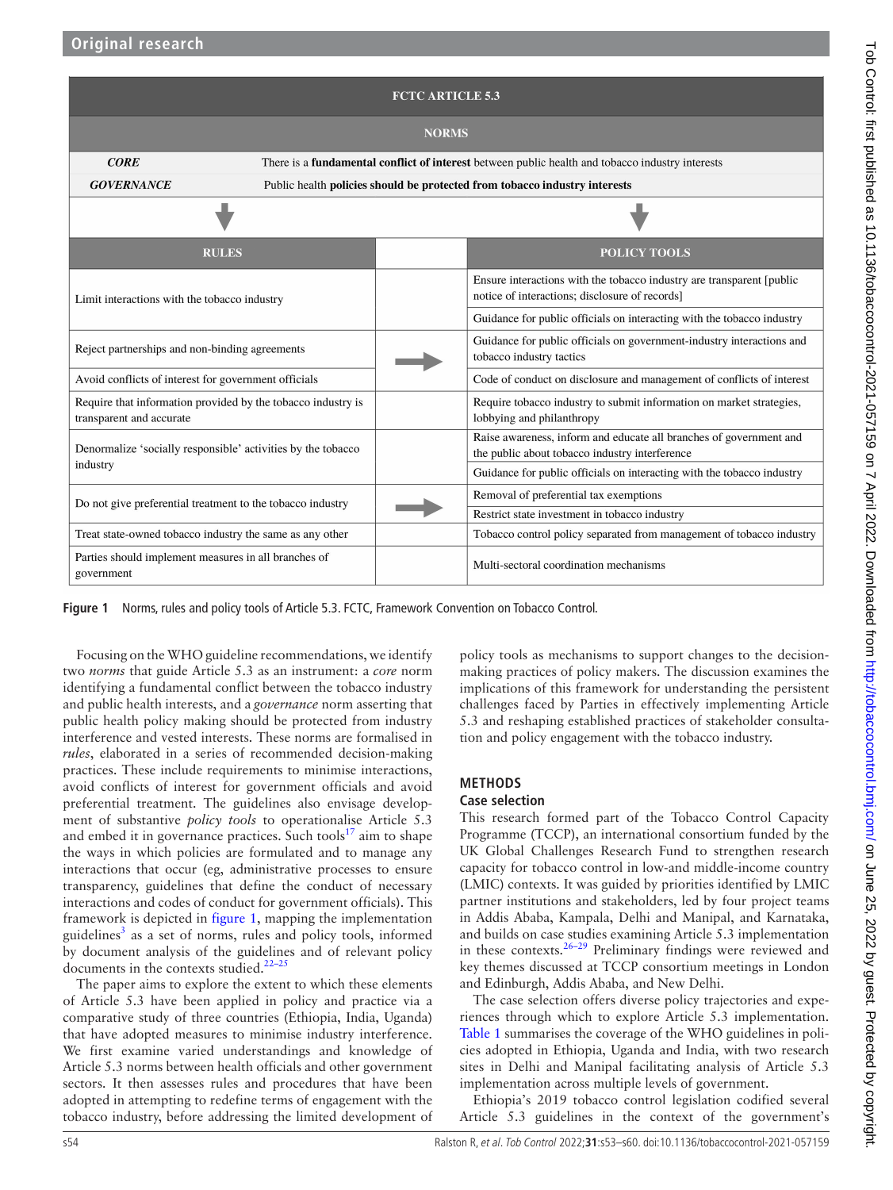| FCTC ARTICLE 5.3 | | |
|---|---|---|
| **NORMS** | | |
| ***CORE*** | There is a **fundamental conflict of interest** between public health and tobacco industry interests | |
| ***GOVERNANCE*** | Public health **policies should be protected from tobacco industry interests** | |
| **RULES** | | **POLICY TOOLS** |
| Limit interactions with the tobacco industry | | Ensure interactions with the tobacco industry are transparent [public notice of interactions; disclosure of records] |
| | | Guidance for public officials on interacting with the tobacco industry |
| Reject partnerships and non-binding agreements | → | Guidance for public officials on government-industry interactions and tobacco industry tactics |
| Avoid conflicts of interest for government officials | | Code of conduct on disclosure and management of conflicts of interest |
| Require that information provided by the tobacco industry is transparent and accurate | | Require tobacco industry to submit information on market strategies, lobbying and philanthropy |
| Denormalize 'socially responsible' activities by the tobacco industry | | Raise awareness, inform and educate all branches of government and the public about tobacco industry interference |
| | | Guidance for public officials on interacting with the tobacco industry |
| Do not give preferential treatment to the tobacco industry | → | Removal of preferential tax exemptions |
| | | Restrict state investment in tobacco industry |
| Treat state-owned tobacco industry the same as any other | | Tobacco control policy separated from management of tobacco industry |
| Parties should implement measures in all branches of government | | Multi-sectoral coordination mechanisms |

**Figure 1** Norms, rules and policy tools of Article 5.3. FCTC, Framework Convention on Tobacco Control.

Focusing on the WHO guideline recommendations, we identify two *norms* that guide Article 5.3 as an instrument: a *core* norm identifying a fundamental conflict between the tobacco industry and public health interests, and a *governance* norm asserting that public health policy making should be protected from industry interference and vested interests. These norms are formalised in *rules*, elaborated in a series of recommended decision-making practices. These include requirements to minimise interactions, avoid conflicts of interest for government officials and avoid preferential treatment. The guidelines also envisage development of substantive *policy tools* to operationalise Article 5.3 and embed it in governance practices. Such tools[17] aim to shape the ways in which policies are formulated and to manage any interactions that occur (eg, administrative processes to ensure transparency, guidelines that define the conduct of necessary interactions and codes of conduct for government officials). This framework is depicted in figure 1, mapping the implementation guidelines[3] as a set of norms, rules and policy tools, informed by document analysis of the guidelines and of relevant policy documents in the contexts studied.[22–25]

The paper aims to explore the extent to which these elements of Article 5.3 have been applied in policy and practice via a comparative study of three countries (Ethiopia, India, Uganda) that have adopted measures to minimise industry interference. We first examine varied understandings and knowledge of Article 5.3 norms between health officials and other government sectors. It then assesses rules and procedures that have been adopted in attempting to redefine terms of engagement with the tobacco industry, before addressing the limited development of policy tools as mechanisms to support changes to the decision-making practices of policy makers. The discussion examines the implications of this framework for understanding the persistent challenges faced by Parties in effectively implementing Article 5.3 and reshaping established practices of stakeholder consultation and policy engagement with the tobacco industry.

## METHODS

### Case selection

This research formed part of the Tobacco Control Capacity Programme (TCCP), an international consortium funded by the UK Global Challenges Research Fund to strengthen research capacity for tobacco control in low-and middle-income country (LMIC) contexts. It was guided by priorities identified by LMIC partner institutions and stakeholders, led by four project teams in Addis Ababa, Kampala, Delhi and Manipal, and Karnataka, and builds on case studies examining Article 5.3 implementation in these contexts.[26–29] Preliminary findings were reviewed and key themes discussed at TCCP consortium meetings in London and Edinburgh, Addis Ababa, and New Delhi.

The case selection offers diverse policy trajectories and experiences through which to explore Article 5.3 implementation. Table 1 summarises the coverage of the WHO guidelines in policies adopted in Ethiopia, Uganda and India, with two research sites in Delhi and Manipal facilitating analysis of Article 5.3 implementation across multiple levels of government.

Ethiopia's 2019 tobacco control legislation codified several Article 5.3 guidelines in the context of the government's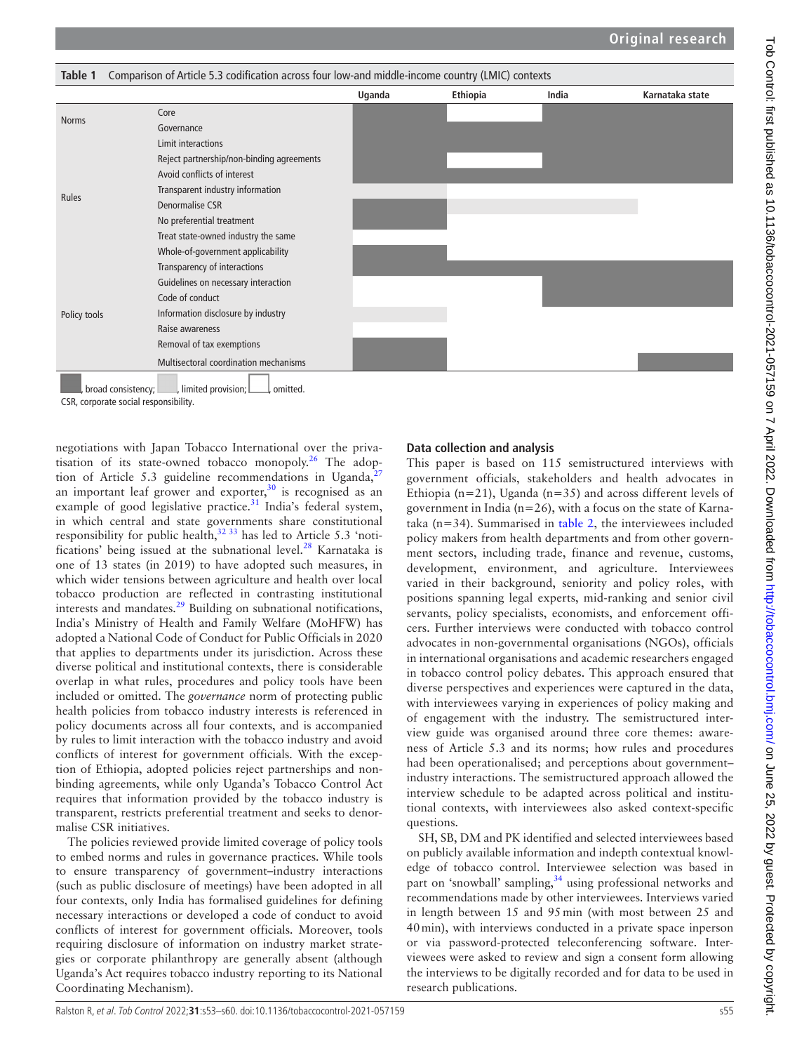**Table 1** Comparison of Article 5.3 codification across four low-and middle-income country (LMIC) contexts

| | | Uganda | Ethiopia | India | Karnataka state |
|---|---|---|---|---|---|
| Norms | Core | Broad consistency | Omitted | Broad consistency | Broad consistency |
| | Governance | Broad consistency | Broad consistency | Broad consistency | Broad consistency |
| Rules | Limit interactions | Broad consistency | Broad consistency | Broad consistency | Broad consistency |
| | Reject partnership/non-binding agreements | Broad consistency | Omitted | Broad consistency | Broad consistency |
| | Avoid conflicts of interest | Broad consistency | Broad consistency | Broad consistency | Broad consistency |
| | Transparent industry information | Limited provision | Omitted | Omitted | Omitted |
| | Denormalise CSR | Broad consistency | Limited provision | Limited provision | Omitted |
| | No preferential treatment | Broad consistency | Omitted | Omitted | Omitted |
| | Treat state-owned industry the same | Omitted | Omitted | Omitted | Omitted |
| | Whole-of-government applicability | Broad consistency | Omitted | Omitted | Omitted |
| | Transparency of interactions | Broad consistency | Broad consistency | Broad consistency | Broad consistency |
| | Guidelines on necessary interaction | Omitted | Omitted | Broad consistency | Broad consistency |
| | Code of conduct | Omitted | Omitted | Broad consistency | Broad consistency |
| Policy tools | Information disclosure by industry | Limited provision | Omitted | Omitted | Omitted |
| | Raise awareness | Omitted | Omitted | Omitted | Omitted |
| | Removal of tax exemptions | Broad consistency | Omitted | Omitted | Omitted |
| | Multisectoral coordination mechanisms | Broad consistency | Omitted | Omitted | Broad consistency |

Key: broad consistency; limited provision; omitted.

CSR, corporate social responsibility.

negotiations with Japan Tobacco International over the privatisation of its state-owned tobacco monopoly.[26] The adoption of Article 5.3 guideline recommendations in Uganda,[27] an important leaf grower and exporter,[30] is recognised as an example of good legislative practice.[31] India's federal system, in which central and state governments share constitutional responsibility for public health,[32 33] has led to Article 5.3 'notifications' being issued at the subnational level.[28] Karnataka is one of 13 states (in 2019) to have adopted such measures, in which wider tensions between agriculture and health over local tobacco production are reflected in contrasting institutional interests and mandates.[29] Building on subnational notifications, India's Ministry of Health and Family Welfare (MoHFW) has adopted a National Code of Conduct for Public Officials in 2020 that applies to departments under its jurisdiction. Across these diverse political and institutional contexts, there is considerable overlap in what rules, procedures and policy tools have been included or omitted. The *governance* norm of protecting public health policies from tobacco industry interests is referenced in policy documents across all four contexts, and is accompanied by rules to limit interaction with the tobacco industry and avoid conflicts of interest for government officials. With the exception of Ethiopia, adopted policies reject partnerships and non-binding agreements, while only Uganda's Tobacco Control Act requires that information provided by the tobacco industry is transparent, restricts preferential treatment and seeks to denormalise CSR initiatives.

The policies reviewed provide limited coverage of policy tools to embed norms and rules in governance practices. While tools to ensure transparency of government–industry interactions (such as public disclosure of meetings) have been adopted in all four contexts, only India has formalised guidelines for defining necessary interactions or developed a code of conduct to avoid conflicts of interest for government officials. Moreover, tools requiring disclosure of information on industry market strategies or corporate philanthropy are generally absent (although Uganda's Act requires tobacco industry reporting to its National Coordinating Mechanism).

## Data collection and analysis

This paper is based on 115 semistructured interviews with government officials, stakeholders and health advocates in Ethiopia (n=21), Uganda (n=35) and across different levels of government in India (n=26), with a focus on the state of Karnataka (n=34). Summarised in table 2, the interviewees included policy makers from health departments and from other government sectors, including trade, finance and revenue, customs, development, environment, and agriculture. Interviewees varied in their background, seniority and policy roles, with positions spanning legal experts, mid-ranking and senior civil servants, policy specialists, economists, and enforcement officers. Further interviews were conducted with tobacco control advocates in non-governmental organisations (NGOs), officials in international organisations and academic researchers engaged in tobacco control policy debates. This approach ensured that diverse perspectives and experiences were captured in the data, with interviewees varying in experiences of policy making and of engagement with the industry. The semistructured interview guide was organised around three core themes: awareness of Article 5.3 and its norms; how rules and procedures had been operationalised; and perceptions about government–industry interactions. The semistructured approach allowed the interview schedule to be adapted across political and institutional contexts, with interviewees also asked context-specific questions.

SH, SB, DM and PK identified and selected interviewees based on publicly available information and indepth contextual knowledge of tobacco control. Interviewee selection was based in part on 'snowball' sampling,[34] using professional networks and recommendations made by other interviewees. Interviews varied in length between 15 and 95 min (with most between 25 and 40 min), with interviews conducted in a private space inperson or via password-protected teleconferencing software. Interviewees were asked to review and sign a consent form allowing the interviews to be digitally recorded and for data to be used in research publications.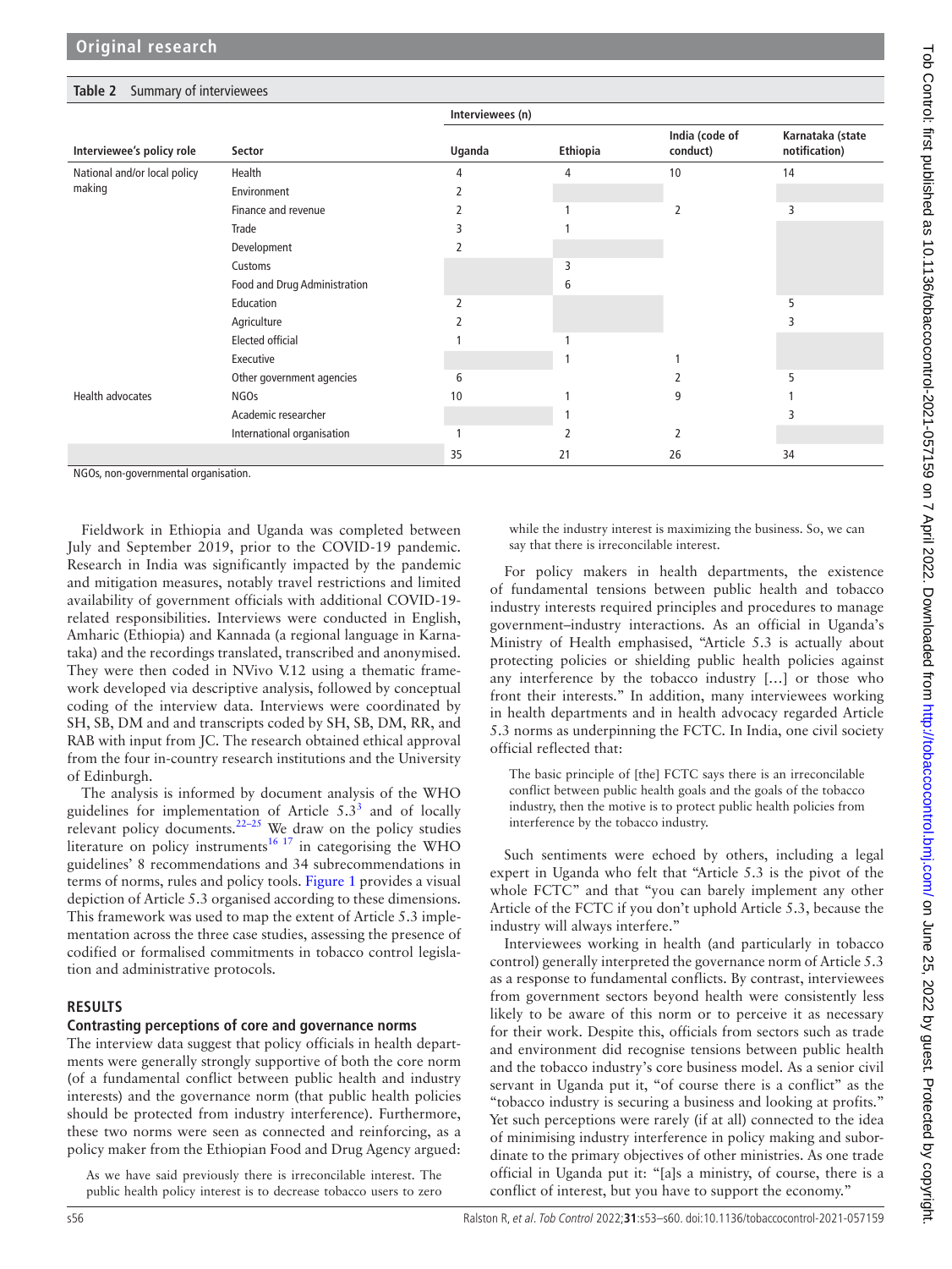**Table 2** Summary of interviewees

| Interviewee's policy role | Sector | Interviewees (n) | | | |
|---|---|---|---|---|---|
| | | Uganda | Ethiopia | India (code of conduct) | Karnataka (state notification) |
| National and/or local policy making | Health | 4 | 4 | 10 | 14 |
| | Environment | 2 | | | |
| | Finance and revenue | 2 | 1 | 2 | 3 |
| | Trade | 3 | 1 | | |
| | Development | 2 | | | |
| | Customs | | 3 | | |
| | Food and Drug Administration | | 6 | | |
| | Education | 2 | | | 5 |
| | Agriculture | 2 | | | 3 |
| | Elected official | 1 | 1 | | |
| | Executive | | 1 | 1 | |
| | Other government agencies | 6 | | 2 | 5 |
| Health advocates | NGOs | 10 | 1 | 9 | 1 |
| | Academic researcher | | 1 | | 3 |
| | International organisation | 1 | 2 | 2 | |
| | | 35 | 21 | 26 | 34 |

NGOs, non-governmental organisation.

Fieldwork in Ethiopia and Uganda was completed between July and September 2019, prior to the COVID-19 pandemic. Research in India was significantly impacted by the pandemic and mitigation measures, notably travel restrictions and limited availability of government officials with additional COVID-19-related responsibilities. Interviews were conducted in English, Amharic (Ethiopia) and Kannada (a regional language in Karnataka) and the recordings translated, transcribed and anonymised. They were then coded in NVivo V.12 using a thematic framework developed via descriptive analysis, followed by conceptual coding of the interview data. Interviews were coordinated by SH, SB, DM and and transcripts coded by SH, SB, DM, RR, and RAB with input from JC. The research obtained ethical approval from the four in-country research institutions and the University of Edinburgh.

The analysis is informed by document analysis of the WHO guidelines for implementation of Article 5.3[3] and of locally relevant policy documents.[22–25] We draw on the policy studies literature on policy instruments[16 17] in categorising the WHO guidelines' 8 recommendations and 34 subrecommendations in terms of norms, rules and policy tools. Figure 1 provides a visual depiction of Article 5.3 organised according to these dimensions. This framework was used to map the extent of Article 5.3 implementation across the three case studies, assessing the presence of codified or formalised commitments in tobacco control legislation and administrative protocols.

## RESULTS

### Contrasting perceptions of core and governance norms

The interview data suggest that policy officials in health departments were generally strongly supportive of both the core norm (of a fundamental conflict between public health and industry interests) and the governance norm (that public health policies should be protected from industry interference). Furthermore, these two norms were seen as connected and reinforcing, as a policy maker from the Ethiopian Food and Drug Agency argued:

> As we have said previously there is irreconcilable interest. The public health policy interest is to decrease tobacco users to zero while the industry interest is maximizing the business. So, we can say that there is irreconcilable interest.

For policy makers in health departments, the existence of fundamental tensions between public health and tobacco industry interests required principles and procedures to manage government–industry interactions. As an official in Uganda's Ministry of Health emphasised, "Article 5.3 is actually about protecting policies or shielding public health policies against any interference by the tobacco industry […] or those who front their interests." In addition, many interviewees working in health departments and in health advocacy regarded Article 5.3 norms as underpinning the FCTC. In India, one civil society official reflected that:

> The basic principle of [the] FCTC says there is an irreconcilable conflict between public health goals and the goals of the tobacco industry, then the motive is to protect public health policies from interference by the tobacco industry.

Such sentiments were echoed by others, including a legal expert in Uganda who felt that "Article 5.3 is the pivot of the whole FCTC" and that "you can barely implement any other Article of the FCTC if you don't uphold Article 5.3, because the industry will always interfere."

Interviewees working in health (and particularly in tobacco control) generally interpreted the governance norm of Article 5.3 as a response to fundamental conflicts. By contrast, interviewees from government sectors beyond health were consistently less likely to be aware of this norm or to perceive it as necessary for their work. Despite this, officials from sectors such as trade and environment did recognise tensions between public health and the tobacco industry's core business model. As a senior civil servant in Uganda put it, "of course there is a conflict" as the "tobacco industry is securing a business and looking at profits." Yet such perceptions were rarely (if at all) connected to the idea of minimising industry interference in policy making and subordinate to the primary objectives of other ministries. As one trade official in Uganda put it: "[a]s a ministry, of course, there is a conflict of interest, but you have to support the economy."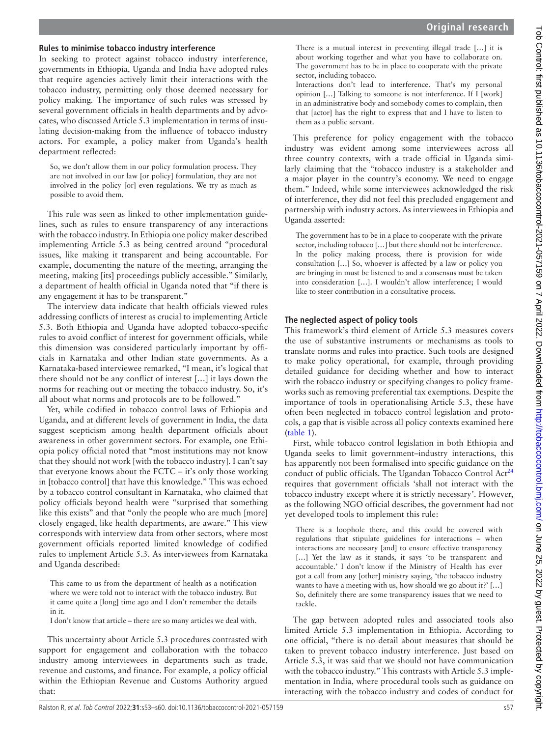### Rules to minimise tobacco industry interference

In seeking to protect against tobacco industry interference, governments in Ethiopia, Uganda and India have adopted rules that require agencies actively limit their interactions with the tobacco industry, permitting only those deemed necessary for policy making. The importance of such rules was stressed by several government officials in health departments and by advocates, who discussed Article 5.3 implementation in terms of insulating decision-making from the influence of tobacco industry actors. For example, a policy maker from Uganda's health department reflected:

> So, we don't allow them in our policy formulation process. They are not involved in our law [or policy] formulation, they are not involved in the policy [or] even regulations. We try as much as possible to avoid them.

This rule was seen as linked to other implementation guidelines, such as rules to ensure transparency of any interactions with the tobacco industry. In Ethiopia one policy maker described implementing Article 5.3 as being centred around "procedural issues, like making it transparent and being accountable. For example, documenting the nature of the meeting, arranging the meeting, making [its] proceedings publicly accessible." Similarly, a department of health official in Uganda noted that "if there is any engagement it has to be transparent."

The interview data indicate that health officials viewed rules addressing conflicts of interest as crucial to implementing Article 5.3. Both Ethiopia and Uganda have adopted tobacco-specific rules to avoid conflict of interest for government officials, while this dimension was considered particularly important by officials in Karnataka and other Indian state governments. As a Karnataka-based interviewee remarked, "I mean, it's logical that there should not be any conflict of interest […] it lays down the norms for reaching out or meeting the tobacco industry. So, it's all about what norms and protocols are to be followed."

Yet, while codified in tobacco control laws of Ethiopia and Uganda, and at different levels of government in India, the data suggest scepticism among health department officials about awareness in other government sectors. For example, one Ethiopia policy official noted that "most institutions may not know that they should not work [with the tobacco industry]. I can't say that everyone knows about the FCTC – it's only those working in [tobacco control] that have this knowledge." This was echoed by a tobacco control consultant in Karnataka, who claimed that policy officials beyond health were "surprised that something like this exists" and that "only the people who are much [more] closely engaged, like health departments, are aware." This view corresponds with interview data from other sectors, where most government officials reported limited knowledge of codified rules to implement Article 5.3. As interviewees from Karnataka and Uganda described:

> This came to us from the department of health as a notification where we were told not to interact with the tobacco industry. But it came quite a [long] time ago and I don't remember the details in it.
>
> I don't know that article – there are so many articles we deal with.

This uncertainty about Article 5.3 procedures contrasted with support for engagement and collaboration with the tobacco industry among interviewees in departments such as trade, revenue and customs, and finance. For example, a policy official within the Ethiopian Revenue and Customs Authority argued that:

> There is a mutual interest in preventing illegal trade […] it is about working together and what you have to collaborate on. The government has to be in place to cooperate with the private sector, including tobacco.
>
> Interactions don't lead to interference. That's my personal opinion […] Talking to someone is not interference. If I [work] in an administrative body and somebody comes to complain, then that [actor] has the right to express that and I have to listen to them as a public servant.

This preference for policy engagement with the tobacco industry was evident among some interviewees across all three country contexts, with a trade official in Uganda similarly claiming that the "tobacco industry is a stakeholder and a major player in the country's economy. We need to engage them." Indeed, while some interviewees acknowledged the risk of interference, they did not feel this precluded engagement and partnership with industry actors. As interviewees in Ethiopia and Uganda asserted:

> The government has to be in a place to cooperate with the private sector, including tobacco […] but there should not be interference. In the policy making process, there is provision for wide consultation […] So, whoever is affected by a law or policy you are bringing in must be listened to and a consensus must be taken into consideration […]. I wouldn't allow interference; I would like to steer contribution in a consultative process.

### The neglected aspect of policy tools

This framework's third element of Article 5.3 measures covers the use of substantive instruments or mechanisms as tools to translate norms and rules into practice. Such tools are designed to make policy operational, for example, through providing detailed guidance for deciding whether and how to interact with the tobacco industry or specifying changes to policy frameworks such as removing preferential tax exemptions. Despite the importance of tools in operationalising Article 5.3, these have often been neglected in tobacco control legislation and protocols, a gap that is visible across all policy contexts examined here (table 1).

First, while tobacco control legislation in both Ethiopia and Uganda seeks to limit government–industry interactions, this has apparently not been formalised into specific guidance on the conduct of public officials. The Ugandan Tobacco Control Act[24] requires that government officials 'shall not interact with the tobacco industry except where it is strictly necessary'. However, as the following NGO official describes, the government had not yet developed tools to implement this rule:

> There is a loophole there, and this could be covered with regulations that stipulate guidelines for interactions – when interactions are necessary [and] to ensure effective transparency […] Yet the law as it stands, it says 'to be transparent and accountable.' I don't know if the Ministry of Health has ever got a call from any [other] ministry saying, 'the tobacco industry wants to have a meeting with us, how should we go about it?' […] So, definitely there are some transparency issues that we need to tackle.

The gap between adopted rules and associated tools also limited Article 5.3 implementation in Ethiopia. According to one official, "there is no detail about measures that should be taken to prevent tobacco industry interference. Just based on Article 5.3, it was said that we should not have communication with the tobacco industry." This contrasts with Article 5.3 implementation in India, where procedural tools such as guidance on interacting with the tobacco industry and codes of conduct for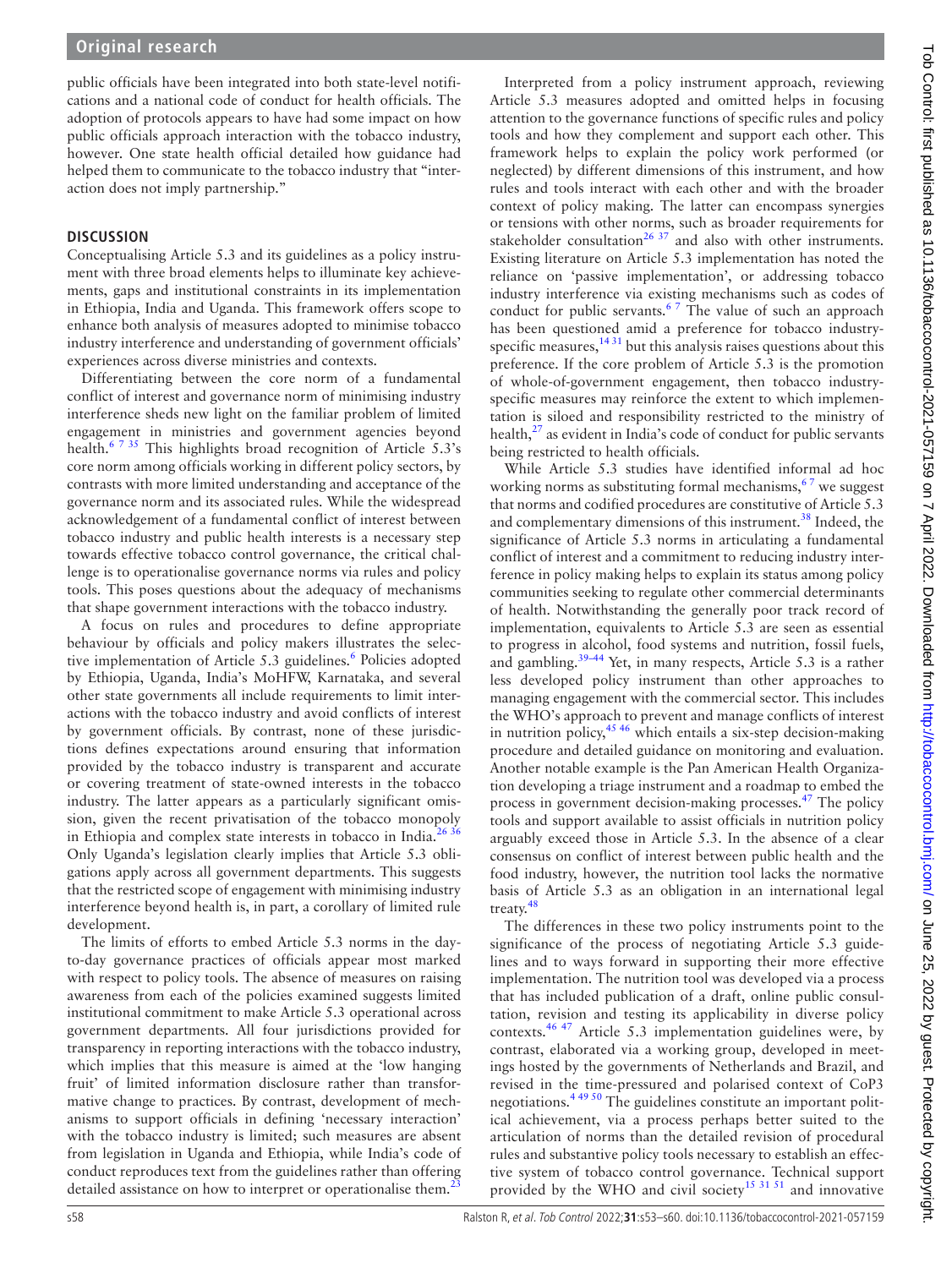public officials have been integrated into both state-level notifications and a national code of conduct for health officials. The adoption of protocols appears to have had some impact on how public officials approach interaction with the tobacco industry, however. One state health official detailed how guidance had helped them to communicate to the tobacco industry that "interaction does not imply partnership."

## DISCUSSION

Conceptualising Article 5.3 and its guidelines as a policy instrument with three broad elements helps to illuminate key achievements, gaps and institutional constraints in its implementation in Ethiopia, India and Uganda. This framework offers scope to enhance both analysis of measures adopted to minimise tobacco industry interference and understanding of government officials' experiences across diverse ministries and contexts.

Differentiating between the core norm of a fundamental conflict of interest and governance norm of minimising industry interference sheds new light on the familiar problem of limited engagement in ministries and government agencies beyond health.[6 7 35] This highlights broad recognition of Article 5.3's core norm among officials working in different policy sectors, by contrasts with more limited understanding and acceptance of the governance norm and its associated rules. While the widespread acknowledgement of a fundamental conflict of interest between tobacco industry and public health interests is a necessary step towards effective tobacco control governance, the critical challenge is to operationalise governance norms via rules and policy tools. This poses questions about the adequacy of mechanisms that shape government interactions with the tobacco industry.

A focus on rules and procedures to define appropriate behaviour by officials and policy makers illustrates the selective implementation of Article 5.3 guidelines.[6] Policies adopted by Ethiopia, Uganda, India's MoHFW, Karnataka, and several other state governments all include requirements to limit interactions with the tobacco industry and avoid conflicts of interest by government officials. By contrast, none of these jurisdictions defines expectations around ensuring that information provided by the tobacco industry is transparent and accurate or covering treatment of state-owned interests in the tobacco industry. The latter appears as a particularly significant omission, given the recent privatisation of the tobacco monopoly in Ethiopia and complex state interests in tobacco in India.[26 36] Only Uganda's legislation clearly implies that Article 5.3 obligations apply across all government departments. This suggests that the restricted scope of engagement with minimising industry interference beyond health is, in part, a corollary of limited rule development.

The limits of efforts to embed Article 5.3 norms in the day-to-day governance practices of officials appear most marked with respect to policy tools. The absence of measures on raising awareness from each of the policies examined suggests limited institutional commitment to make Article 5.3 operational across government departments. All four jurisdictions provided for transparency in reporting interactions with the tobacco industry, which implies that this measure is aimed at the 'low hanging fruit' of limited information disclosure rather than transformative change to practices. By contrast, development of mechanisms to support officials in defining 'necessary interaction' with the tobacco industry is limited; such measures are absent from legislation in Uganda and Ethiopia, while India's code of conduct reproduces text from the guidelines rather than offering detailed assistance on how to interpret or operationalise them.[23]

Interpreted from a policy instrument approach, reviewing Article 5.3 measures adopted and omitted helps in focusing attention to the governance functions of specific rules and policy tools and how they complement and support each other. This framework helps to explain the policy work performed (or neglected) by different dimensions of this instrument, and how rules and tools interact with each other and with the broader context of policy making. The latter can encompass synergies or tensions with other norms, such as broader requirements for stakeholder consultation[26 37] and also with other instruments. Existing literature on Article 5.3 implementation has noted the reliance on 'passive implementation', or addressing tobacco industry interference via existing mechanisms such as codes of conduct for public servants.[6 7] The value of such an approach has been questioned amid a preference for tobacco industry-specific measures,[14 31] but this analysis raises questions about this preference. If the core problem of Article 5.3 is the promotion of whole-of-government engagement, then tobacco industry-specific measures may reinforce the extent to which implementation is siloed and responsibility restricted to the ministry of health,[27] as evident in India's code of conduct for public servants being restricted to health officials.

While Article 5.3 studies have identified informal ad hoc working norms as substituting formal mechanisms,[6 7] we suggest that norms and codified procedures are constitutive of Article 5.3 and complementary dimensions of this instrument.[38] Indeed, the significance of Article 5.3 norms in articulating a fundamental conflict of interest and a commitment to reducing industry interference in policy making helps to explain its status among policy communities seeking to regulate other commercial determinants of health. Notwithstanding the generally poor track record of implementation, equivalents to Article 5.3 are seen as essential to progress in alcohol, food systems and nutrition, fossil fuels, and gambling.[39–44] Yet, in many respects, Article 5.3 is a rather less developed policy instrument than other approaches to managing engagement with the commercial sector. This includes the WHO's approach to prevent and manage conflicts of interest in nutrition policy,[45 46] which entails a six-step decision-making procedure and detailed guidance on monitoring and evaluation. Another notable example is the Pan American Health Organization developing a triage instrument and a roadmap to embed the process in government decision-making processes.[47] The policy tools and support available to assist officials in nutrition policy arguably exceed those in Article 5.3. In the absence of a clear consensus on conflict of interest between public health and the food industry, however, the nutrition tool lacks the normative basis of Article 5.3 as an obligation in an international legal treaty.[48]

The differences in these two policy instruments point to the significance of the process of negotiating Article 5.3 guidelines and to ways forward in supporting their more effective implementation. The nutrition tool was developed via a process that has included publication of a draft, online public consultation, revision and testing its applicability in diverse policy contexts.[46 47] Article 5.3 implementation guidelines were, by contrast, elaborated via a working group, developed in meetings hosted by the governments of Netherlands and Brazil, and revised in the time-pressured and polarised context of CoP3 negotiations.[4 49 50] The guidelines constitute an important political achievement, via a process perhaps better suited to the articulation of norms than the detailed revision of procedural rules and substantive policy tools necessary to establish an effective system of tobacco control governance. Technical support provided by the WHO and civil society[15 31 51] and innovative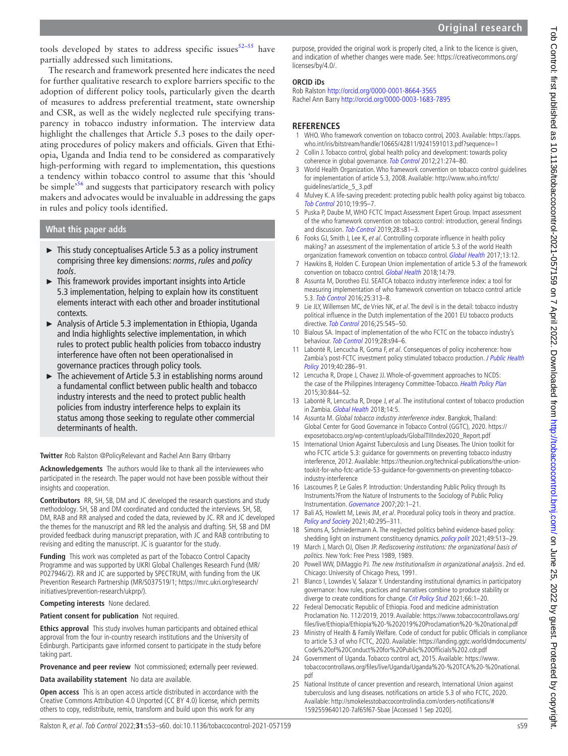tools developed by states to address specific issues[52–55] have partially addressed such limitations.

The research and framework presented here indicates the need for further qualitative research to explore barriers specific to the adoption of different policy tools, particularly given the dearth of measures to address preferential treatment, state ownership and CSR, as well as the widely neglected rule specifying transparency in tobacco industry information. The interview data highlight the challenges that Article 5.3 poses to the daily operating procedures of policy makers and officials. Given that Ethiopia, Uganda and India tend to be considered as comparatively high-performing with regard to implementation, this questions a tendency within tobacco control to assume that this 'should be simple'[56] and suggests that participatory research with policy makers and advocates would be invaluable in addressing the gaps in rules and policy tools identified.

## What this paper adds

- This study conceptualises Article 5.3 as a policy instrument comprising three key dimensions: *norms*, *rules* and *policy tools*.
- This framework provides important insights into Article 5.3 implementation, helping to explain how its constituent elements interact with each other and broader institutional contexts.
- Analysis of Article 5.3 implementation in Ethiopia, Uganda and India highlights selective implementation, in which rules to protect public health policies from tobacco industry interference have often not been operationalised in governance practices through policy tools.
- The achievement of Article 5.3 in establishing norms around a fundamental conflict between public health and tobacco industry interests and the need to protect public health policies from industry interference helps to explain its status among those seeking to regulate other commercial determinants of health.

**Twitter** Rob Ralston @PolicyRelevant and Rachel Ann Barry @rbarry

**Acknowledgements** The authors would like to thank all the interviewees who participated in the research. The paper would not have been possible without their insights and cooperation.

**Contributors** RR, SH, SB, DM and JC developed the research questions and study methodology. SH, SB and DM coordinated and conducted the interviews. SH, SB, DM, RAB and RR analysed and coded the data, reviewed by JC. RR and JC developed the themes for the manuscript and RR led the analysis and drafting. SH, SB and DM provided feedback during manuscript preparation, with JC and RAB contributing to revising and editing the manuscript. JC is guarantor for the study.

**Funding** This work was completed as part of the Tobacco Control Capacity Programme and was supported by UKRI Global Challenges Research Fund (MR/P027946/2). RR and JC are supported by SPECTRUM, with funding from the UK Prevention Research Partnership (MR/S037519/1; https://mrc.ukri.org/research/initiatives/prevention-research/ukprp/).

**Competing interests** None declared.

**Patient consent for publication** Not required.

**Ethics approval** This study involves human participants and obtained ethical approval from the four in-country research institutions and the University of Edinburgh. Participants gave informed consent to participate in the study before taking part.

**Provenance and peer review** Not commissioned; externally peer reviewed.

**Data availability statement** No data are available.

**Open access** This is an open access article distributed in accordance with the Creative Commons Attribution 4.0 Unported (CC BY 4.0) license, which permits others to copy, redistribute, remix, transform and build upon this work for any purpose, provided the original work is properly cited, a link to the licence is given, and indication of whether changes were made. See: https://creativecommons.org/licenses/by/4.0/.

**ORCID iDs**

Rob Ralston http://orcid.org/0000-0001-8664-3565
Rachel Ann Barry http://orcid.org/0000-0003-1683-7895

## REFERENCES

1. WHO. Who framework convention on tobacco control, 2003. Available: https://apps.who.int/iris/bitstream/handle/10665/42811/9241591013.pdf?sequence=1
2. Collin J. Tobacco control, global health policy and development: towards policy coherence in global governance. *Tob Control* 2012;21:274–80.
3. World Health Organization. Who framework convention on tobacco control guidelines for implementation of article 5.3, 2008. Available: http://www.who.int/fctc/guidelines/article_5_3.pdf
4. Mulvey K. A life-saving precedent: protecting public health policy against big tobacco. *Tob Control* 2010;19:95–7.
5. Puska P, Daube M, WHO FCTC Impact Assessment Expert Group. Impact assessment of the who framework convention on tobacco control: introduction, general findings and discussion. *Tob Control* 2019;28:s81–3.
6. Fooks GJ, Smith J, Lee K, *et al*. Controlling corporate influence in health policy making? an assessment of the implementation of article 5.3 of the world Health organization framework convention on tobacco control. *Global Health* 2017;13:12.
7. Hawkins B, Holden C. European Union implementation of article 5.3 of the framework convention on tobacco control. *Global Health* 2018;14:79.
8. Assunta M, Dorotheo EU. SEATCA tobacco industry interference index: a tool for measuring implementation of who framework convention on tobacco control article 5.3. *Tob Control* 2016;25:313–8.
9. Lie JLY, Willemsen MC, de Vries NK, *et al*. The devil is in the detail: tobacco industry political influence in the Dutch implementation of the 2001 EU tobacco products directive. *Tob Control* 2016;25:545–50.
10. Bialous SA. Impact of implementation of the who FCTC on the tobacco industry's behaviour. *Tob Control* 2019;28:s94–6.
11. Labonté R, Lencucha R, Goma F, *et al*. Consequences of policy incoherence: how Zambia's post-FCTC investment policy stimulated tobacco production. *J Public Health Policy* 2019;40:286–91.
12. Lencucha R, Drope J, Chavez JJ. Whole-of-government approaches to NCDS: the case of the Philippines Interagency Committee-Tobacco. *Health Policy Plan* 2015;30:844–52.
13. Labonté R, Lencucha R, Drope J, *et al*. The institutional context of tobacco production in Zambia. *Global Health* 2018;14:5.
14. Assunta M. *Global tobacco industry interference index*. Bangkok, Thailand: Global Center for Good Governance in Tobacco Control (GGTC), 2020. https://exposetobacco.org/wp-content/uploads/GlobalTIIIndex2020_Report.pdf
15. International Union Against Tuberculosis and Lung Diseases. The Union toolkit for who FCTC article 5.3: guidance for governments on preventing tobacco industry interference, 2012. Available: https://theunion.org/technical-publications/the-union-tookit-for-who-fctc-article-53-guidance-for-governments-on-preventing-tobacco-industry-interference
16. Lascoumes P, Le Gales P. Introduction: Understanding Public Policy through Its Instruments?From the Nature of Instruments to the Sociology of Public Policy Instrumentation. *Governance* 2007;20:1–21.
17. Bali AS, Howlett M, Lewis JM, *et al*. Procedural policy tools in theory and practice. *Policy and Society* 2021;40:295–311.
18. Simons A, Schniedermann A. The neglected politics behind evidence-based policy: shedding light on instrument constituency dynamics. *policy polit* 2021;49:513–29.
19. March J, March OJ, Olsen JP. *Rediscovering institutions: the organizational basis of politics*. New York: Free Press 1989, 1989.
20. Powell WW, DiMaggio PJ. *The new Institutionalism in organizational analysis*. 2nd ed. Chicago: University of Chicago Press, 1991.
21. Blanco I, Lowndes V, Salazar Y. Understanding institutional dynamics in participatory governance: how rules, practices and narratives combine to produce stability or diverge to create conditions for change. *Crit Policy Stud* 2021;66:1–20.
22. Federal Democratic Republic of Ethiopia. Food and medicine administration Proclamation No. 112/2019, 2019. Available: https://www.tobaccocontrollaws.org/files/live/Ethiopia/Ethiopia%20-%202019%20Proclamation%20-%20national.pdf
23. Ministry of Health & Family Welfare. Code of conduct for public Officials in compliance to article 5.3 of who FCTC, 2020. Available: https://landing.ggtc.world/dmdocuments/Code%20of%20Conduct%20for%20Public%20Officials%202.cdr.pdf
24. Government of Uganda. Tobacco control act, 2015. Available: https://www.tobaccocontrollaws.org/files/live/Uganda/Uganda%20-%20TCA%20-%20national.pdf
25. National Institute of cancer prevention and research, International Union against tuberculosis and lung diseases. notifications on article 5.3 of who FCTC, 2020. Available: http://smokelesstobaccocontrolindia.com/orders-notifications/#1592559640120-7af65f67-5bae [Accessed 1 Sep 2020].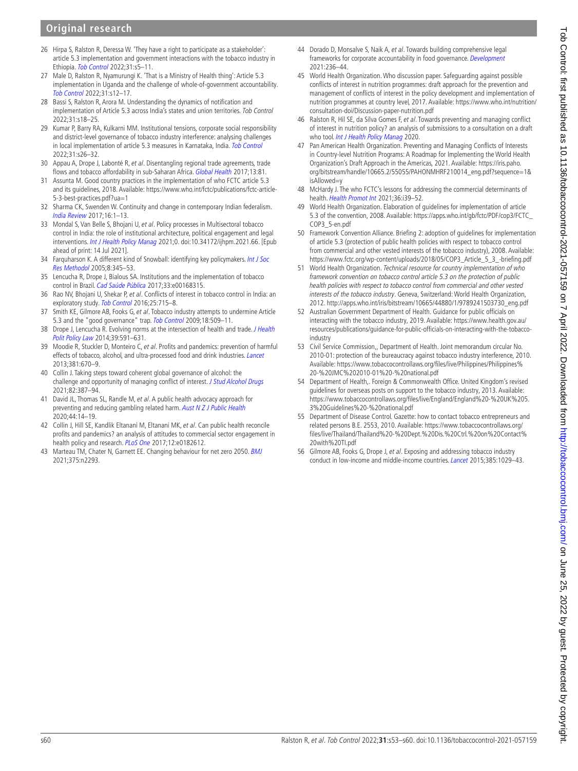26 Hirpa S, Ralston R, Deressa W. 'They have a right to participate as a stakeholder': article 5.3 implementation and government interactions with the tobacco industry in Ethiopia. *Tob Control* 2022;31:s5–11.

27 Male D, Ralston R, Nyamurungi K. 'That is a Ministry of Health thing': Article 5.3 implementation in Uganda and the challenge of whole-of-government accountability. *Tob Control* 2022;31:s12–17.

28 Bassi S, Ralston R, Arora M. Understanding the dynamics of notification and implementation of Article 5.3 across India's states and union territories. *Tob Control* 2022;31:s18–25.

29 Kumar P, Barry RA, Kulkarni MM. Institutional tensions, corporate social responsibility and district-level governance of tobacco industry interference: analysing challenges in local implementation of article 5.3 measures in Karnataka, India. *Tob Control* 2022;31:s26–32.

30 Appau A, Drope J, Labonté R, *et al*. Disentangling regional trade agreements, trade flows and tobacco affordability in sub-Saharan Africa. *Global Health* 2017;13:81.

31 Assunta M. Good country practices in the implementation of who FCTC article 5.3 and its guidelines, 2018. Available: https://www.who.int/fctc/publications/fctc-article-5-3-best-practices.pdf?ua=1

32 Sharma CK, Swenden W. Continuity and change in contemporary Indian federalism. *India Review* 2017;16:1–13.

33 Mondal S, Van Belle S, Bhojani U, *et al*. Policy processes in Multisectoral tobacco control in India: the role of institutional architecture, political engagement and legal interventions. *Int J Health Policy Manag* 2021;0. doi:10.34172/ijhpm.2021.66. [Epub ahead of print: 14 Jul 2021].

34 Farquharson K. A different kind of Snowball: identifying key policymakers. *Int J Soc Res Methodol* 2005;8:345–53.

35 Lencucha R, Drope J, Bialous SA. Institutions and the implementation of tobacco control in Brazil. *Cad Saúde Pública* 2017;33:e00168315.

36 Rao NV, Bhojani U, Shekar P, *et al*. Conflicts of interest in tobacco control in India: an exploratory study. *Tob Control* 2016;25:715–8.

37 Smith KE, Gilmore AB, Fooks G, *et al*. Tobacco industry attempts to undermine Article 5.3 and the "good governance" trap. *Tob Control* 2009;18:509–11.

38 Drope J, Lencucha R. Evolving norms at the intersection of health and trade. *J Health Polit Policy Law* 2014;39:591–631.

39 Moodie R, Stuckler D, Monteiro C, *et al*. Profits and pandemics: prevention of harmful effects of tobacco, alcohol, and ultra-processed food and drink industries. *Lancet* 2013;381:670–9.

40 Collin J. Taking steps toward coherent global governance of alcohol: the challenge and opportunity of managing conflict of interest. *J Stud Alcohol Drugs* 2021;82:387–94.

41 David JL, Thomas SL, Randle M, *et al*. A public health advocacy approach for preventing and reducing gambling related harm. *Aust N Z J Public Health* 2020;44:14–19.

42 Collin J, Hill SE, Kandlik Eltanani M, Eltanani MK, *et al*. Can public health reconcile profits and pandemics? an analysis of attitudes to commercial sector engagement in health policy and research. *PLoS One* 2017;12:e0182612.

43 Marteau TM, Chater N, Garnett EE. Changing behaviour for net zero 2050. *BMJ* 2021;375:n2293.

44 Dorado D, Monsalve S, Naik A, *et al*. Towards building comprehensive legal frameworks for corporate accountability in food governance. *Development* 2021:236–44.

45 World Health Organization. Who discussion paper. Safeguarding against possible conflicts of interest in nutrition programmes: draft approach for the prevention and management of conflicts of interest in the policy development and implementation of nutrition programmes at country level, 2017. Available: https://www.who.int/nutrition/consultation-doi/Discussion-paper-nutrition.pdf

46 Ralston R, Hil SE, da Silva Gomes F, *et al*. Towards preventing and managing conflict of interest in nutrition policy? an analysis of submissions to a consultation on a draft who tool. *Int J Health Policy Manag* 2020.

47 Pan American Health Organization. Preventing and Managing Conflicts of Interests in Country-level Nutrition Programs: A Roadmap for Implementing the World Health Organization's Draft Approach in the Americas, 2021. Available: https://iris.paho.org/bitstream/handle/10665.2/55055/PAHONMHRF210014_eng.pdf?sequence=1&isAllowed=y

48 McHardy J. The who FCTC's lessons for addressing the commercial determinants of health. *Health Promot Int* 2021;36:i39–52.

49 World Health Organization. Elaboration of guidelines for implementation of article 5.3 of the convention, 2008. Available: https://apps.who.int/gb/fctc/PDF/cop3/FCTC_COP3_5-en.pdf

50 Framework Convention Alliance. Briefing 2: adoption of guidelines for implementation of article 5.3 (protection of public health policies with respect to tobacco control from commercial and other vested interests of the tobacco industry), 2008. Available: https://www.fctc.org/wp-content/uploads/2018/05/COP3_Article_5_3_-briefing.pdf

51 World Health Organization. *Technical resource for country implementation of who framework convention on tobacco control article 5.3 on the protection of public health policies with respect to tobacco control from commercial and other vested interests of the tobacco industry*. Geneva, Switzerland: World Health Organization, 2012. http://apps.who.int/iris/bitstream/10665/44880/1/9789241503730_eng.pdf

52 Australian Government Department of Health. Guidance for public officials on interacting with the tobacco industry, 2019. Available: https://www.health.gov.au/resources/publications/guidance-for-public-officials-on-interacting-with-the-tobacco-industry

53 Civil Service Commission,, Department of Health. Joint memorandum circular No. 2010-01: protection of the bureaucracy against tobacco industry interference, 2010. Available: https://www.tobaccocontrollaws.org/files/live/Philippines/Philippines%20-%20JMC%202010-01%20-%20national.pdf

54 Department of Health,. Foreign & Commonwealth Office. United Kingdom's revised guidelines for overseas posts on support to the tobacco industry, 2013. Available: https://www.tobaccocontrollaws.org/files/live/England/England%20-%20UK%205.3%20Guidelines%20-%20national.pdf

55 Department of Disease Control. Gazette: how to contact tobacco entrepreneurs and related persons B.E. 2553, 2010. Available: https://www.tobaccocontrollaws.org/files/live/Thailand/Thailand%20-%20Dept.%20Dis.%20Ctrl.%20on%20Contact%20with%20TI.pdf

56 Gilmore AB, Fooks G, Drope J, *et al*. Exposing and addressing tobacco industry conduct in low-income and middle-income countries. *Lancet* 2015;385:1029–43.